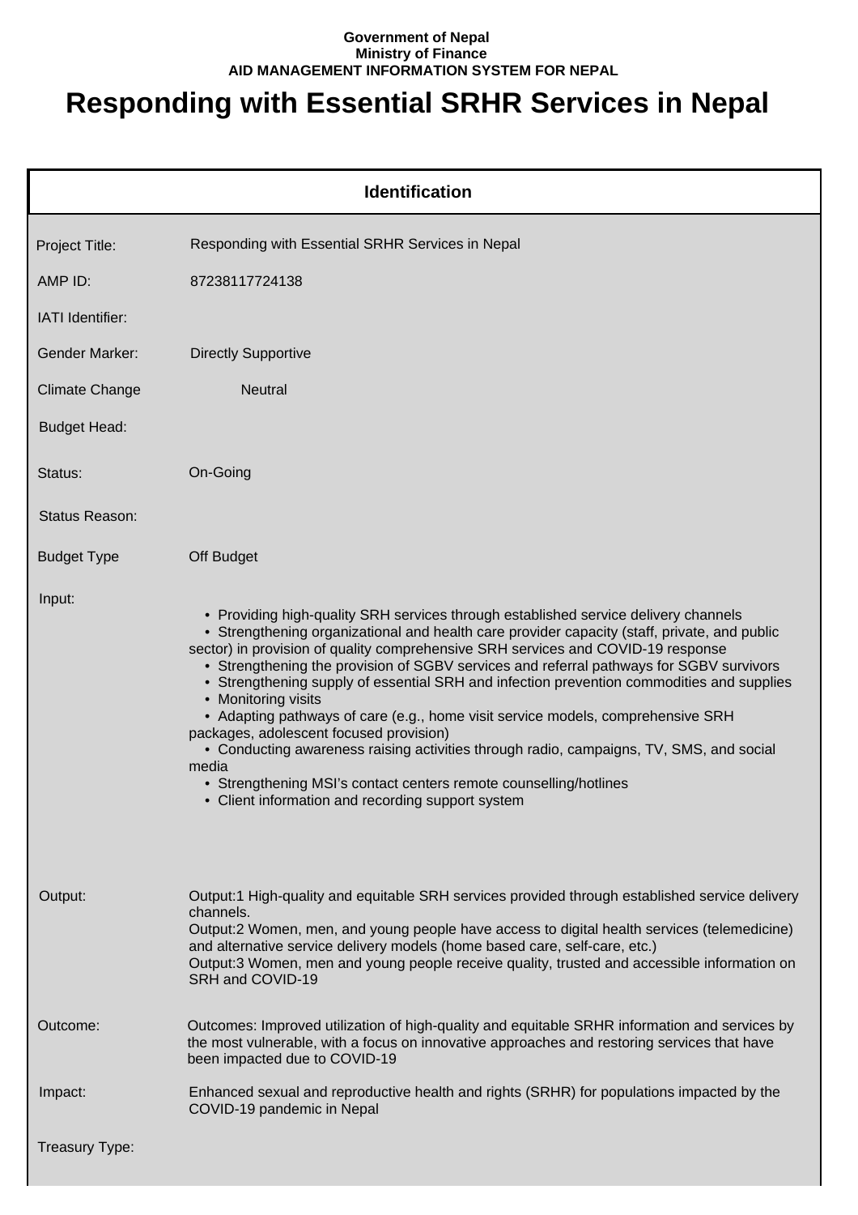**Government of Nepal**
**Ministry of Finance**
**AID MANAGEMENT INFORMATION SYSTEM FOR NEPAL**

# Responding with Essential SRHR Services in Nepal

## Identification

| | |
|---|---|
| Project Title: | Responding with Essential SRHR Services in Nepal |
| AMP ID: | 87238117724138 |
| IATI Identifier: | |
| Gender Marker: | Directly Supportive |
| Climate Change | Neutral |
| Budget Head: | |
| Status: | On-Going |
| Status Reason: | |
| Budget Type | Off Budget |
| Input: | • Providing high-quality SRH services through established service delivery channels<br>• Strengthening organizational and health care provider capacity (staff, private, and public sector) in provision of quality comprehensive SRH services and COVID-19 response<br>• Strengthening the provision of SGBV services and referral pathways for SGBV survivors<br>• Strengthening supply of essential SRH and infection prevention commodities and supplies<br>• Monitoring visits<br>• Adapting pathways of care (e.g., home visit service models, comprehensive SRH packages, adolescent focused provision)<br>• Conducting awareness raising activities through radio, campaigns, TV, SMS, and social media<br>• Strengthening MSI's contact centers remote counselling/hotlines<br>• Client information and recording support system |
| Output: | Output:1 High-quality and equitable SRH services provided through established service delivery channels.<br>Output:2 Women, men, and young people have access to digital health services (telemedicine) and alternative service delivery models (home based care, self-care, etc.)<br>Output:3 Women, men and young people receive quality, trusted and accessible information on SRH and COVID-19 |
| Outcome: | Outcomes: Improved utilization of high-quality and equitable SRHR information and services by the most vulnerable, with a focus on innovative approaches and restoring services that have been impacted due to COVID-19 |
| Impact: | Enhanced sexual and reproductive health and rights (SRHR) for populations impacted by the COVID-19 pandemic in Nepal |
| Treasury Type: | |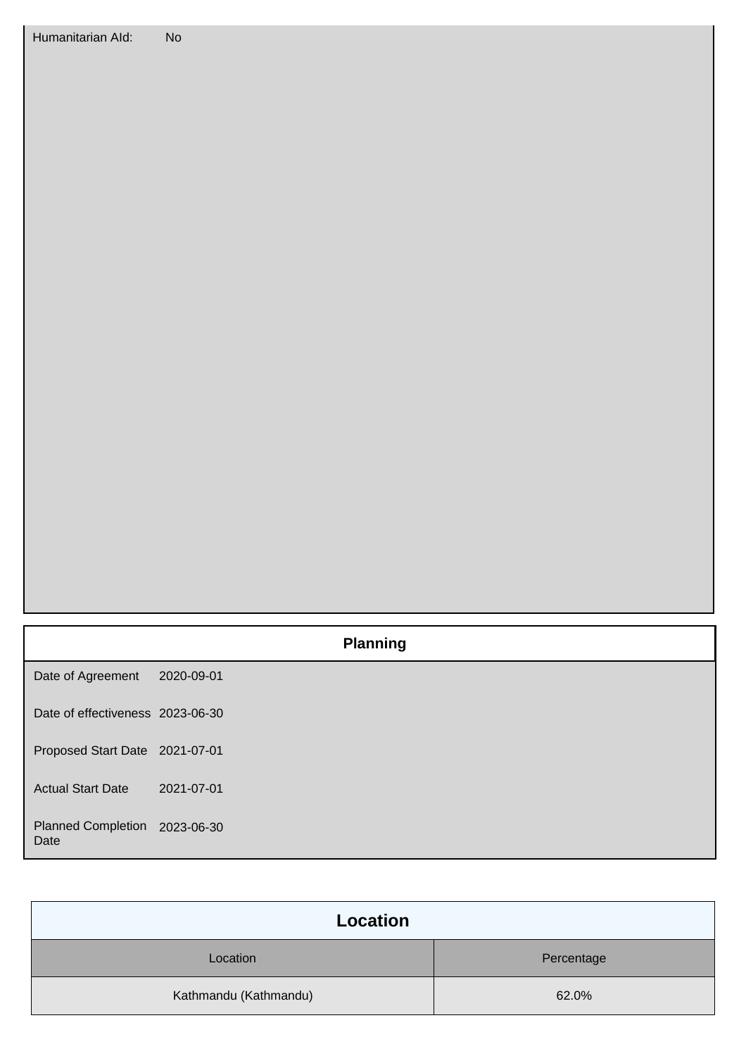| Humanitarian AId: | No |
| --- | --- |

## Planning

| | |
| --- | --- |
| Date of Agreement | 2020-09-01 |
| Date of effectiveness | 2023-06-30 |
| Proposed Start Date | 2021-07-01 |
| Actual Start Date | 2021-07-01 |
| Planned Completion Date | 2023-06-30 |

## Location

| Location | Percentage |
| --- | --- |
| Kathmandu (Kathmandu) | 62.0% |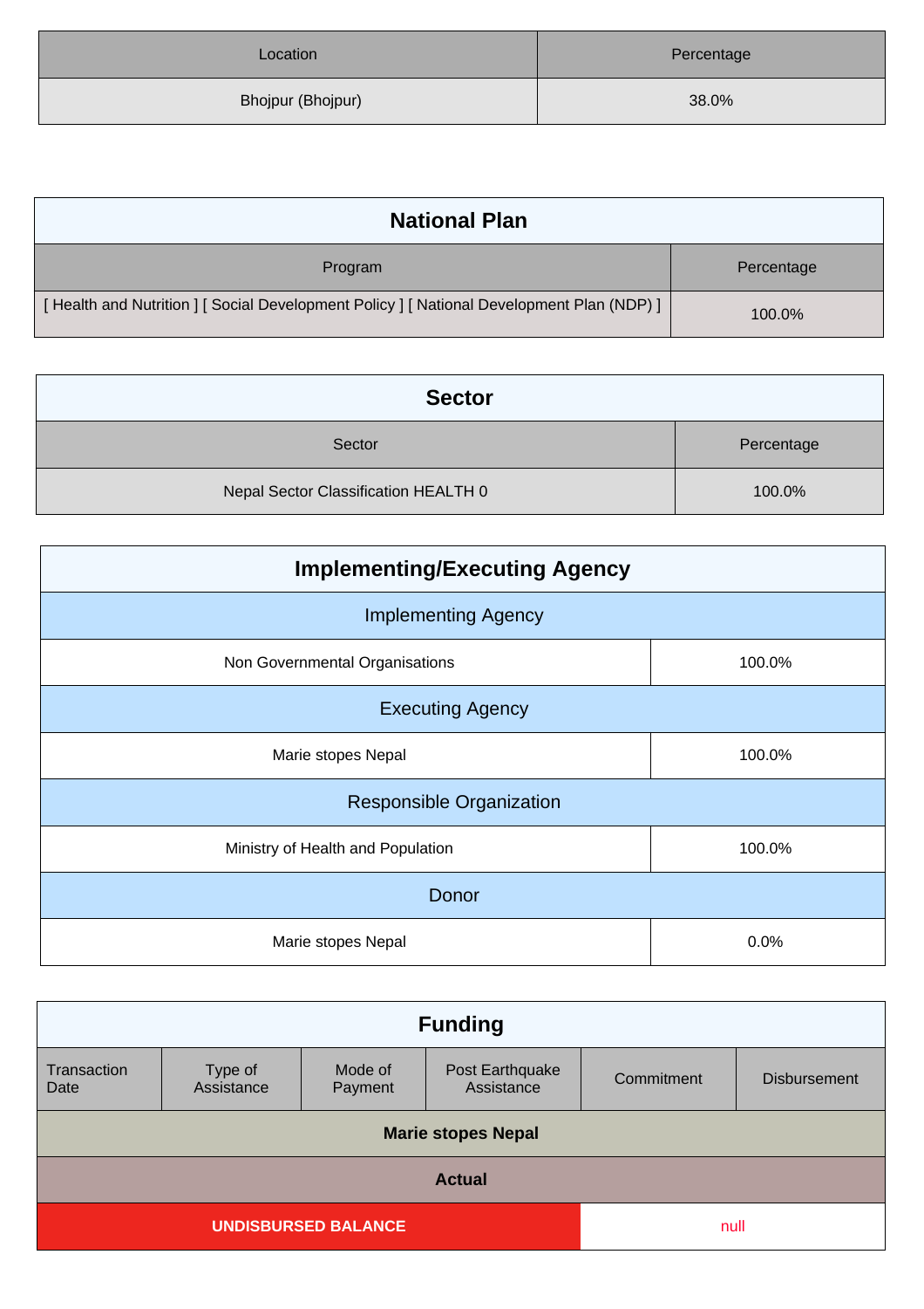| Location | Percentage |
| --- | --- |
| Bhojpur (Bhojpur) | 38.0% |

## National Plan

| Program | Percentage |
| --- | --- |
| [ Health and Nutrition ] [ Social Development Policy ] [ National Development Plan (NDP) ] | 100.0% |

## Sector

| Sector | Percentage |
| --- | --- |
| Nepal Sector Classification HEALTH 0 | 100.0% |

## Implementing/Executing Agency

| Implementing Agency | |
| --- | --- |
| Non Governmental Organisations | 100.0% |
| **Executing Agency** | |
| Marie stopes Nepal | 100.0% |
| **Responsible Organization** | |
| Ministry of Health and Population | 100.0% |
| **Donor** | |
| Marie stopes Nepal | 0.0% |

## Funding

| Transaction Date | Type of Assistance | Mode of Payment | Post Earthquake Assistance | Commitment | Disbursement |
| --- | --- | --- | --- | --- | --- |
| **Marie stopes Nepal** | | | | | |
| **Actual** | | | | | |
| **UNDISBURSED BALANCE** | | | | null | |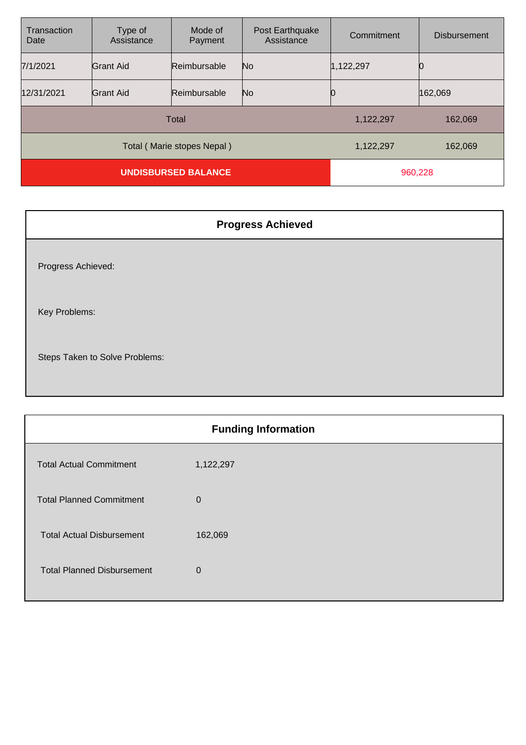| Transaction Date | Type of Assistance | Mode of Payment | Post Earthquake Assistance | Commitment | Disbursement |
|---|---|---|---|---|---|
| 7/1/2021 | Grant Aid | Reimbursable | No | 1,122,297 | 0 |
| 12/31/2021 | Grant Aid | Reimbursable | No | 0 | 162,069 |
| Total | | | | 1,122,297 | 162,069 |
| Total ( Marie stopes Nepal ) | | | | 1,122,297 | 162,069 |
| **UNDISBURSED BALANCE** | | | | 960,228 | |

## Progress Achieved

Progress Achieved:

Key Problems:

Steps Taken to Solve Problems:

## Funding Information

| | |
|---|---|
| Total Actual Commitment | 1,122,297 |
| Total Planned Commitment | 0 |
| Total Actual Disbursement | 162,069 |
| Total Planned Disbursement | 0 |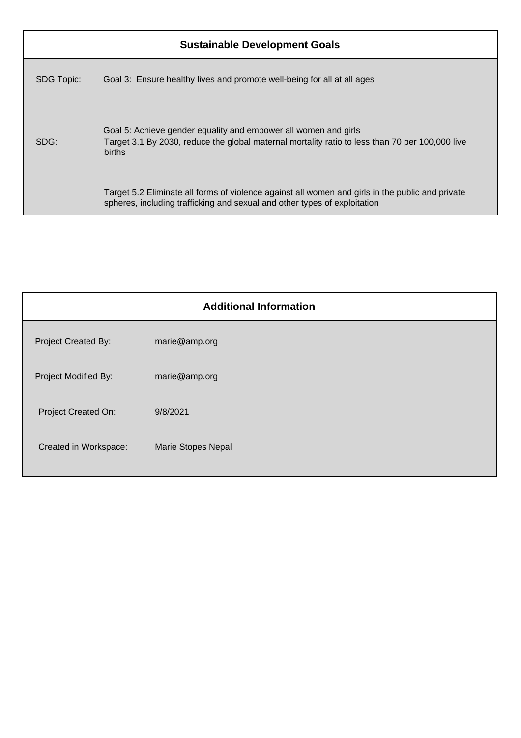## Sustainable Development Goals

| | |
|---|---|
| SDG Topic: | Goal 3: Ensure healthy lives and promote well-being for all at all ages |
| SDG: | Goal 5: Achieve gender equality and empower all women and girls<br>Target 3.1 By 2030, reduce the global maternal mortality ratio to less than 70 per 100,000 live births |
| | Target 5.2 Eliminate all forms of violence against all women and girls in the public and private spheres, including trafficking and sexual and other types of exploitation |

## Additional Information

| | |
|---|---|
| Project Created By: | marie@amp.org |
| Project Modified By: | marie@amp.org |
| Project Created On: | 9/8/2021 |
| Created in Workspace: | Marie Stopes Nepal |